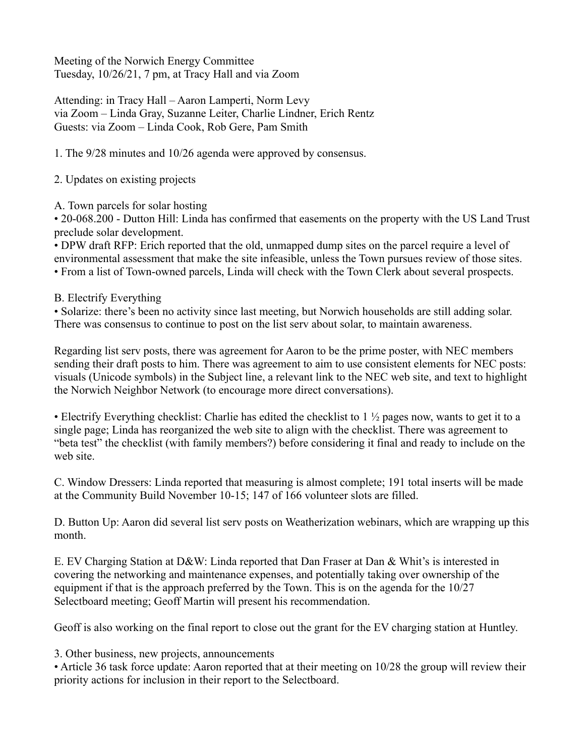Meeting of the Norwich Energy Committee
Tuesday, 10/26/21, 7 pm, at Tracy Hall and via Zoom

Attending: in Tracy Hall – Aaron Lamperti, Norm Levy
via Zoom – Linda Gray, Suzanne Leiter, Charlie Lindner, Erich Rentz
Guests: via Zoom – Linda Cook, Rob Gere, Pam Smith

1. The 9/28 minutes and 10/26 agenda were approved by consensus.

2. Updates on existing projects

A. Town parcels for solar hosting

- 20-068.200 - Dutton Hill: Linda has confirmed that easements on the property with the US Land Trust preclude solar development.
- DPW draft RFP: Erich reported that the old, unmapped dump sites on the parcel require a level of environmental assessment that make the site infeasible, unless the Town pursues review of those sites.
- From a list of Town-owned parcels, Linda will check with the Town Clerk about several prospects.

B. Electrify Everything

- Solarize: there's been no activity since last meeting, but Norwich households are still adding solar. There was consensus to continue to post on the list serv about solar, to maintain awareness.

Regarding list serv posts, there was agreement for Aaron to be the prime poster, with NEC members sending their draft posts to him. There was agreement to aim to use consistent elements for NEC posts: visuals (Unicode symbols) in the Subject line, a relevant link to the NEC web site, and text to highlight the Norwich Neighbor Network (to encourage more direct conversations).

- Electrify Everything checklist: Charlie has edited the checklist to 1 ½ pages now, wants to get it to a single page; Linda has reorganized the web site to align with the checklist. There was agreement to "beta test" the checklist (with family members?) before considering it final and ready to include on the web site.

C. Window Dressers: Linda reported that measuring is almost complete; 191 total inserts will be made at the Community Build November 10-15; 147 of 166 volunteer slots are filled.

D. Button Up: Aaron did several list serv posts on Weatherization webinars, which are wrapping up this month.

E. EV Charging Station at D&W: Linda reported that Dan Fraser at Dan & Whit's is interested in covering the networking and maintenance expenses, and potentially taking over ownership of the equipment if that is the approach preferred by the Town. This is on the agenda for the 10/27 Selectboard meeting; Geoff Martin will present his recommendation.

Geoff is also working on the final report to close out the grant for the EV charging station at Huntley.

3. Other business, new projects, announcements

- Article 36 task force update: Aaron reported that at their meeting on 10/28 the group will review their priority actions for inclusion in their report to the Selectboard.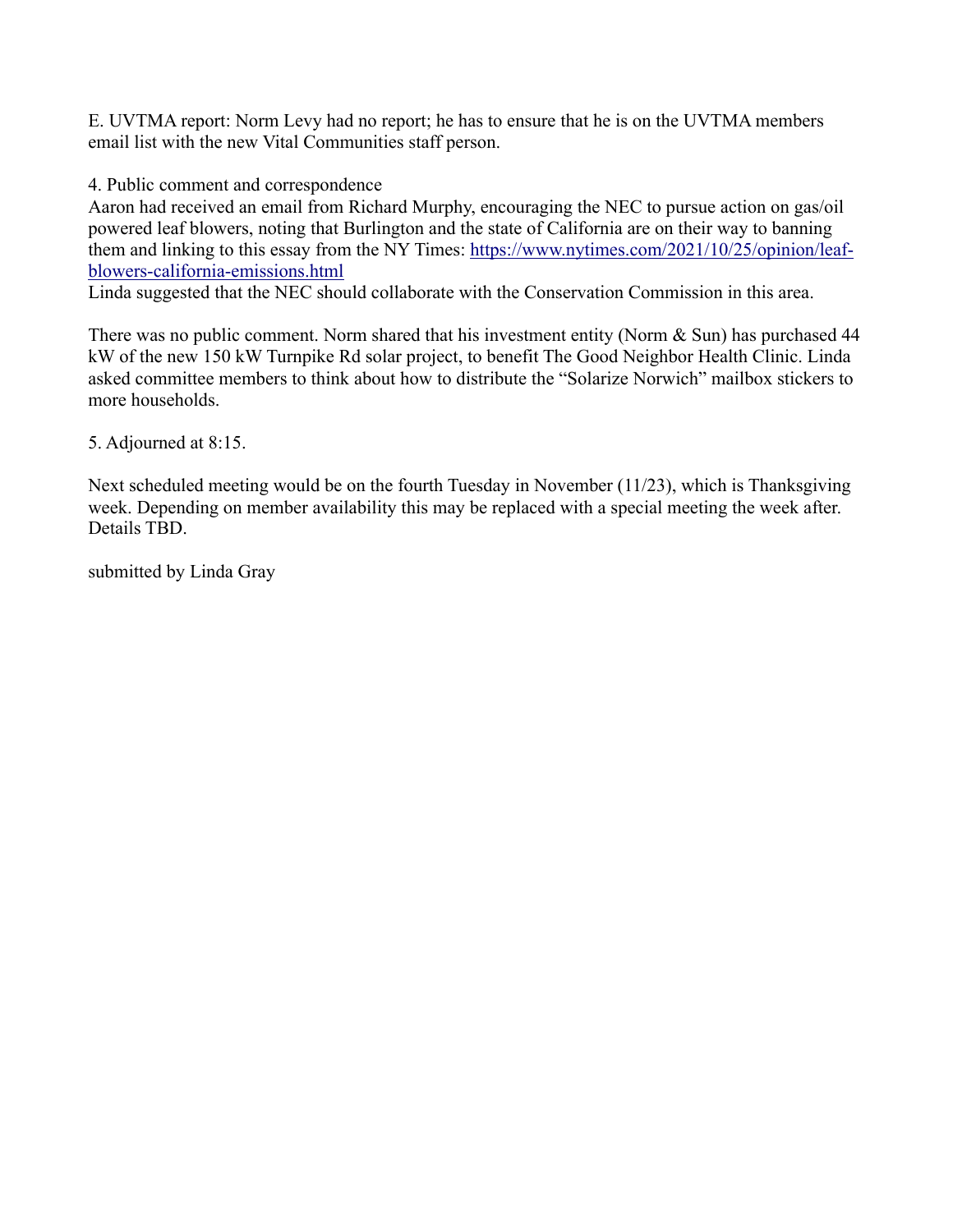E. UVTMA report: Norm Levy had no report; he has to ensure that he is on the UVTMA members email list with the new Vital Communities staff person.

4. Public comment and correspondence

Aaron had received an email from Richard Murphy, encouraging the NEC to pursue action on gas/oil powered leaf blowers, noting that Burlington and the state of California are on their way to banning them and linking to this essay from the NY Times: [https://www.nytimes.com/2021/10/25/opinion/leaf-blowers-california-emissions.html](https://www.nytimes.com/2021/10/25/opinion/leaf-blowers-california-emissions.html)

Linda suggested that the NEC should collaborate with the Conservation Commission in this area.

There was no public comment. Norm shared that his investment entity (Norm & Sun) has purchased 44 kW of the new 150 kW Turnpike Rd solar project, to benefit The Good Neighbor Health Clinic. Linda asked committee members to think about how to distribute the "Solarize Norwich" mailbox stickers to more households.

5. Adjourned at 8:15.

Next scheduled meeting would be on the fourth Tuesday in November (11/23), which is Thanksgiving week. Depending on member availability this may be replaced with a special meeting the week after. Details TBD.

submitted by Linda Gray